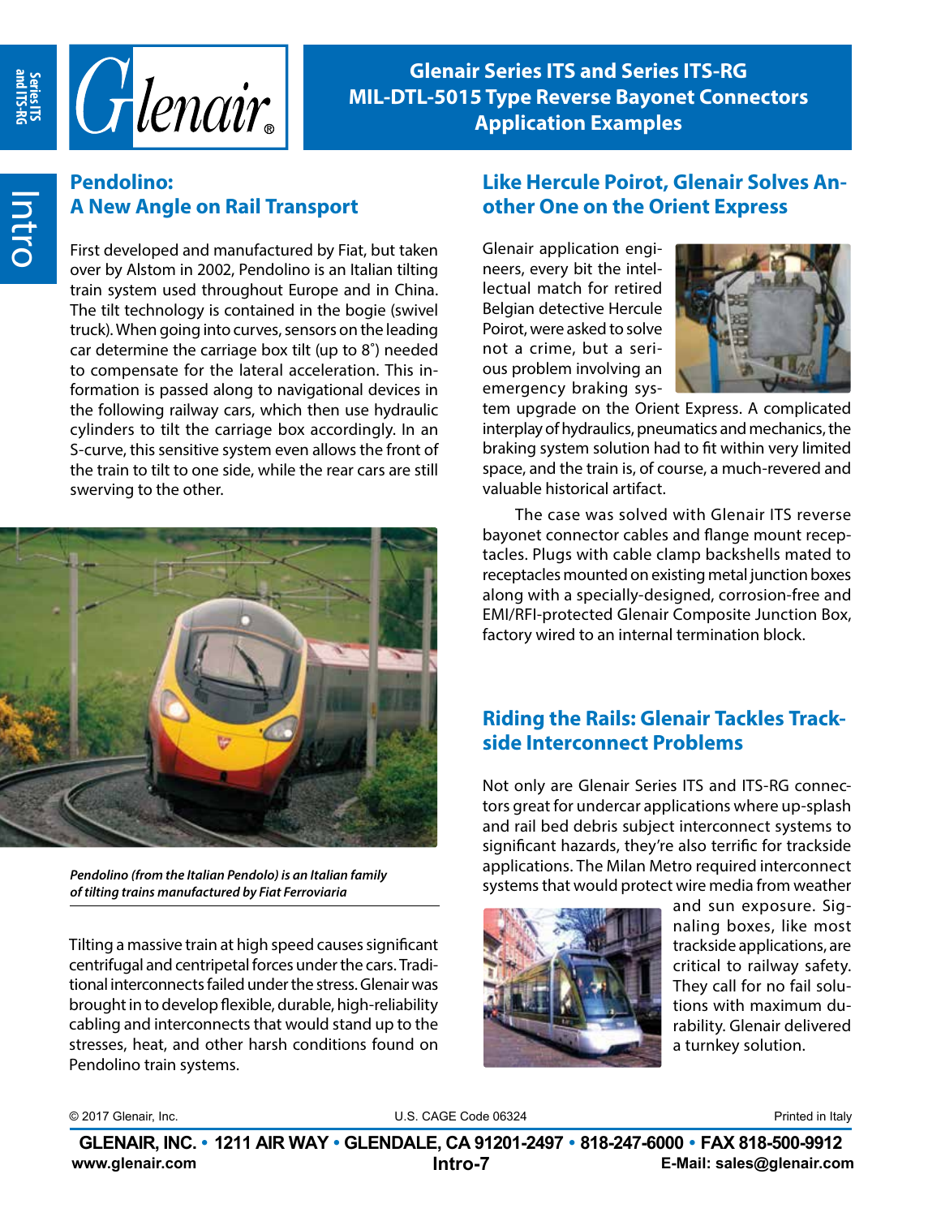# Glenair Series ITS and Series ITS-RG MIL-DTL-5015 Type Reverse Bayonet Connectors Application Examples

## Pendolino: A New Angle on Rail Transport

First developed and manufactured by Fiat, but taken over by Alstom in 2002, Pendolino is an Italian tilting train system used throughout Europe and in China. The tilt technology is contained in the bogie (swivel truck). When going into curves, sensors on the leading car determine the carriage box tilt (up to 8˚) needed to compensate for the lateral acceleration. This information is passed along to navigational devices in the following railway cars, which then use hydraulic cylinders to tilt the carriage box accordingly. In an S-curve, this sensitive system even allows the front of the train to tilt to one side, while the rear cars are still swerving to the other.

*Pendolino (from the Italian Pendolo) is an Italian family of tilting trains manufactured by Fiat Ferroviaria*

Tilting a massive train at high speed causes significant centrifugal and centripetal forces under the cars. Traditional interconnects failed under the stress. Glenair was brought in to develop flexible, durable, high-reliability cabling and interconnects that would stand up to the stresses, heat, and other harsh conditions found on Pendolino train systems.

## Like Hercule Poirot, Glenair Solves Another One on the Orient Express

Glenair application engineers, every bit the intellectual match for retired Belgian detective Hercule Poirot, were asked to solve not a crime, but a serious problem involving an emergency braking system upgrade on the Orient Express. A complicated interplay of hydraulics, pneumatics and mechanics, the braking system solution had to fit within very limited space, and the train is, of course, a much-revered and valuable historical artifact.

The case was solved with Glenair ITS reverse bayonet connector cables and flange mount receptacles. Plugs with cable clamp backshells mated to receptacles mounted on existing metal junction boxes along with a specially-designed, corrosion-free and EMI/RFI-protected Glenair Composite Junction Box, factory wired to an internal termination block.

## Riding the Rails: Glenair Tackles Trackside Interconnect Problems

Not only are Glenair Series ITS and ITS-RG connectors great for undercar applications where up-splash and rail bed debris subject interconnect systems to significant hazards, they're also terrific for trackside applications. The Milan Metro required interconnect systems that would protect wire media from weather and sun exposure. Signaling boxes, like most trackside applications, are critical to railway safety. They call for no fail solutions with maximum durability. Glenair delivered a turnkey solution.

© 2017 Glenair, Inc. U.S. CAGE Code 06324 Printed in Italy

GLENAIR, INC. • 1211 AIR WAY • GLENDALE, CA 91201-2497 • 818-247-6000 • FAX 818-500-9912

www.glenair.com E-Mail: sales@glenair.com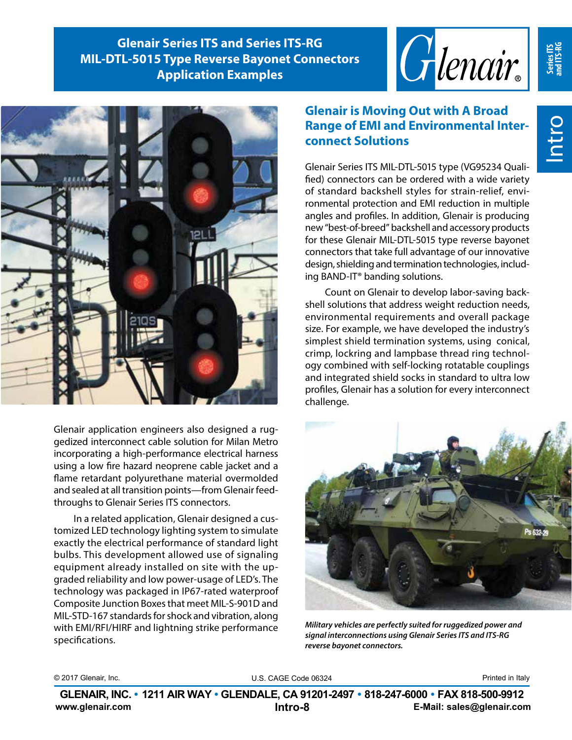# Glenair Series ITS and Series ITS-RG MIL-DTL-5015 Type Reverse Bayonet Connectors Application Examples

## Glenair is Moving Out with A Broad Range of EMI and Environmental Interconnect Solutions

Glenair Series ITS MIL-DTL-5015 type (VG95234 Qualified) connectors can be ordered with a wide variety of standard backshell styles for strain-relief, environmental protection and EMI reduction in multiple angles and profiles. In addition, Glenair is producing new "best-of-breed" backshell and accessory products for these Glenair MIL-DTL-5015 type reverse bayonet connectors that take full advantage of our innovative design, shielding and termination technologies, including BAND-IT® banding solutions.

Count on Glenair to develop labor-saving backshell solutions that address weight reduction needs, environmental requirements and overall package size. For example, we have developed the industry's simplest shield termination systems, using conical, crimp, lockring and lampbase thread ring technology combined with self-locking rotatable couplings and integrated shield socks in standard to ultra low profiles, Glenair has a solution for every interconnect challenge.

Glenair application engineers also designed a ruggedized interconnect cable solution for Milan Metro incorporating a high-performance electrical harness using a low fire hazard neoprene cable jacket and a flame retardant polyurethane material overmolded and sealed at all transition points—from Glenair feedthroughs to Glenair Series ITS connectors.

In a related application, Glenair designed a customized LED technology lighting system to simulate exactly the electrical performance of standard light bulbs. This development allowed use of signaling equipment already installed on site with the upgraded reliability and low power-usage of LED's. The technology was packaged in IP67-rated waterproof Composite Junction Boxes that meet MIL-S-901D and MIL-STD-167 standards for shock and vibration, along with EMI/RFI/HIRF and lightning strike performance specifications.

*Military vehicles are perfectly suited for ruggedized power and signal interconnections using Glenair Series ITS and ITS-RG reverse bayonet connectors.*

© 2017 Glenair, Inc. U.S. CAGE Code 06324 Printed in Italy

**GLENAIR, INC. • 1211 AIR WAY • GLENDALE, CA 91201-2497 • 818-247-6000 • FAX 818-500-9912**
**www.glenair.com** **E-Mail: sales@glenair.com**